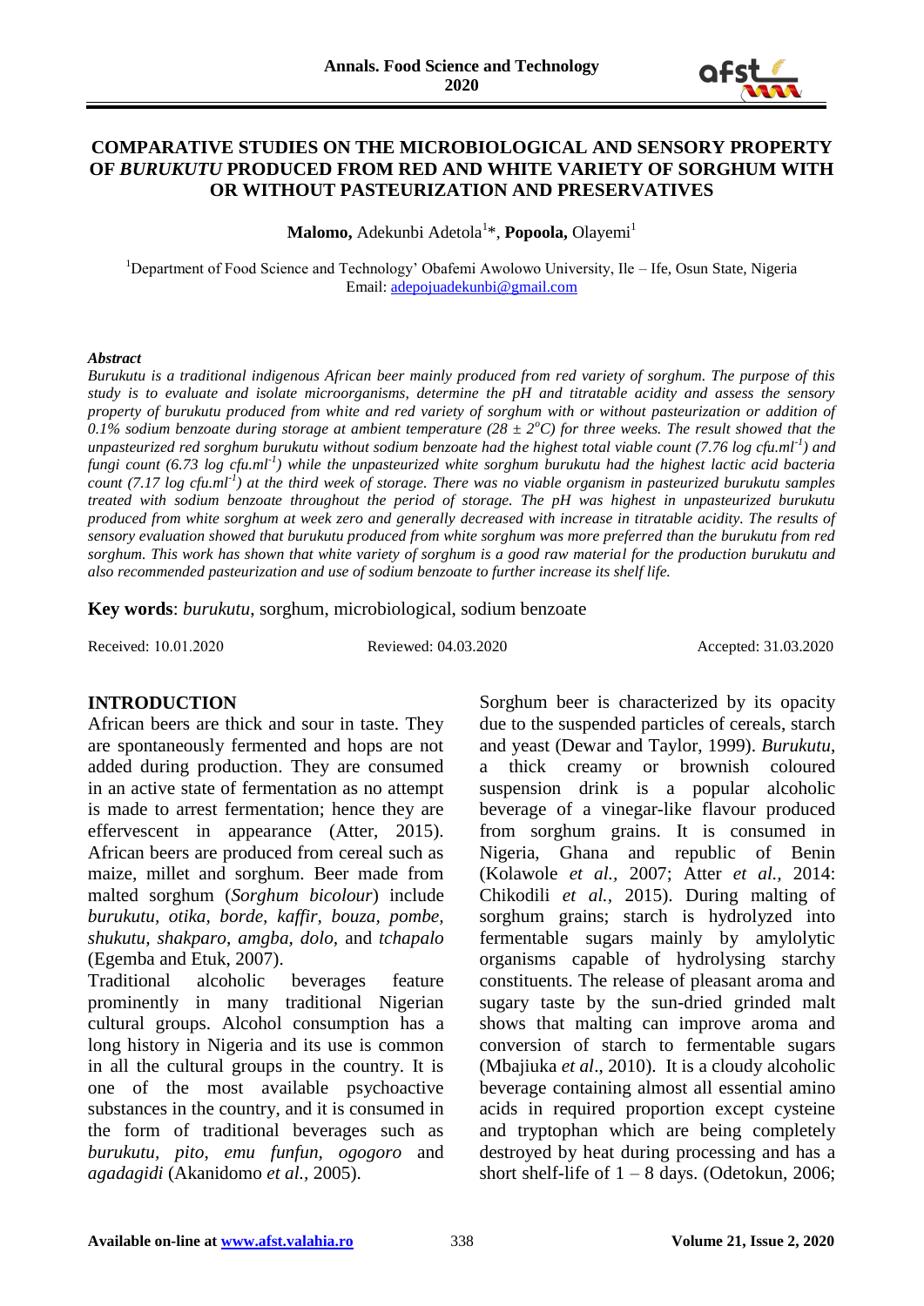# COMPARATIVE STUDIES ON THE MICROBIOLOGICAL AND SENSORY PROPERTY OF *BURUKUTU* PRODUCED FROM RED AND WHITE VARIETY OF SORGHUM WITH OR WITHOUT PASTEURIZATION AND PRESERVATIVES

**Malomo,** Adekunbi Adetola[1]*, **Popoola,** Olayemi[1]

[1]Department of Food Science and Technology' Obafemi Awolowo University, Ile – Ife, Osun State, Nigeria
Email: adepojuadekunbi@gmail.com

### *Abstract*

*Burukutu is a traditional indigenous African beer mainly produced from red variety of sorghum. The purpose of this study is to evaluate and isolate microorganisms, determine the pH and titratable acidity and assess the sensory property of burukutu produced from white and red variety of sorghum with or without pasteurization or addition of 0.1% sodium benzoate during storage at ambient temperature (28 ± 2°C) for three weeks. The result showed that the unpasteurized red sorghum burukutu without sodium benzoate had the highest total viable count (7.76 log cfu.ml$^{-1}$) and fungi count (6.73 log cfu.ml$^{-1}$) while the unpasteurized white sorghum burukutu had the highest lactic acid bacteria count (7.17 log cfu.ml$^{-1}$) at the third week of storage. There was no viable organism in pasteurized burukutu samples treated with sodium benzoate throughout the period of storage. The pH was highest in unpasteurized burukutu produced from white sorghum at week zero and generally decreased with increase in titratable acidity. The results of sensory evaluation showed that burukutu produced from white sorghum was more preferred than the burukutu from red sorghum. This work has shown that white variety of sorghum is a good raw material for the production burukutu and also recommended pasteurization and use of sodium benzoate to further increase its shelf life.*

**Key words**: *burukutu*, sorghum, microbiological, sodium benzoate

Received: 10.01.2020 Reviewed: 04.03.2020 Accepted: 31.03.2020

## INTRODUCTION

African beers are thick and sour in taste. They are spontaneously fermented and hops are not added during production. They are consumed in an active state of fermentation as no attempt is made to arrest fermentation; hence they are effervescent in appearance (Atter, 2015). African beers are produced from cereal such as maize, millet and sorghum. Beer made from malted sorghum (*Sorghum bicolour*) include *burukutu, otika, borde, kaffir, bouza, pombe, shukutu, shakparo, amgba, dolo,* and *tchapalo* (Egemba and Etuk, 2007).

Traditional alcoholic beverages feature prominently in many traditional Nigerian cultural groups. Alcohol consumption has a long history in Nigeria and its use is common in all the cultural groups in the country. It is one of the most available psychoactive substances in the country, and it is consumed in the form of traditional beverages such as *burukutu, pito, emu funfun, ogogoro* and *agadagidi* (Akanidomo *et al.,* 2005).

Sorghum beer is characterized by its opacity due to the suspended particles of cereals, starch and yeast (Dewar and Taylor, 1999). *Burukutu*, a thick creamy or brownish coloured suspension drink is a popular alcoholic beverage of a vinegar-like flavour produced from sorghum grains. It is consumed in Nigeria, Ghana and republic of Benin (Kolawole *et al.,* 2007; Atter *et al.,* 2014: Chikodili *et al.,* 2015). During malting of sorghum grains; starch is hydrolyzed into fermentable sugars mainly by amylolytic organisms capable of hydrolysing starchy constituents. The release of pleasant aroma and sugary taste by the sun-dried grinded malt shows that malting can improve aroma and conversion of starch to fermentable sugars (Mbajiuka *et al*., 2010). It is a cloudy alcoholic beverage containing almost all essential amino acids in required proportion except cysteine and tryptophan which are being completely destroyed by heat during processing and has a short shelf-life of 1 – 8 days. (Odetokun, 2006;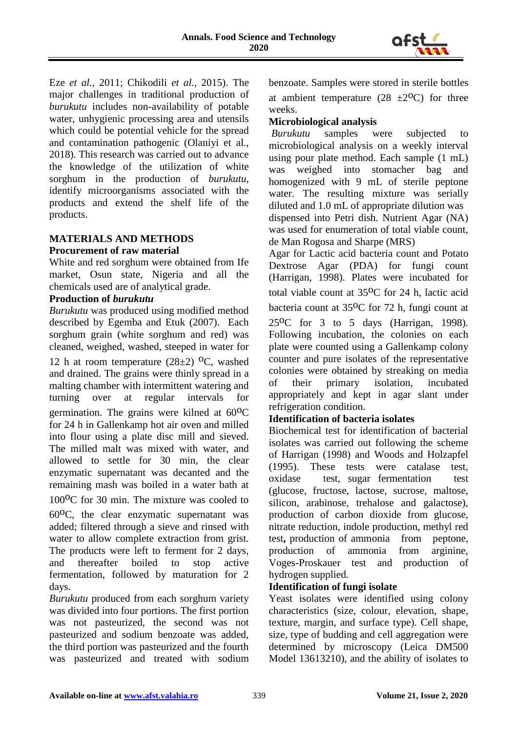Eze *et al.,* 2011; Chikodili *et al.,* 2015). The major challenges in traditional production of *burukutu* includes non-availability of potable water, unhygienic processing area and utensils which could be potential vehicle for the spread and contamination pathogenic (Olaniyi et al., 2018). This research was carried out to advance the knowledge of the utilization of white sorghum in the production of *burukutu*, identify microorganisms associated with the products and extend the shelf life of the products.

## MATERIALS AND METHODS

### Procurement of raw material

White and red sorghum were obtained from Ife market, Osun state, Nigeria and all the chemicals used are of analytical grade.

### Production of *burukutu*

*Burukutu* was produced using modified method described by Egemba and Etuk (2007). Each sorghum grain (white sorghum and red) was cleaned, weighed, washed, steeped in water for 12 h at room temperature (28±2) $^{O}$C, washed and drained. The grains were thinly spread in a malting chamber with intermittent watering and turning over at regular intervals for germination. The grains were kilned at 60$^{O}$C for 24 h in Gallenkamp hot air oven and milled into flour using a plate disc mill and sieved. The milled malt was mixed with water, and allowed to settle for 30 min, the clear enzymatic supernatant was decanted and the remaining mash was boiled in a water bath at 100$^{O}$C for 30 min. The mixture was cooled to 60$^{O}$C, the clear enzymatic supernatant was added; filtered through a sieve and rinsed with water to allow complete extraction from grist. The products were left to ferment for 2 days, and thereafter boiled to stop active fermentation, followed by maturation for 2 days.

*Burukutu* produced from each sorghum variety was divided into four portions. The first portion was not pasteurized, the second was not pasteurized and sodium benzoate was added, the third portion was pasteurized and the fourth was pasteurized and treated with sodium benzoate. Samples were stored in sterile bottles at ambient temperature (28 ±2$^{O}$C) for three weeks.

### Microbiological analysis

*Burukutu* samples were subjected to microbiological analysis on a weekly interval using pour plate method. Each sample (1 mL) was weighed into stomacher bag and homogenized with 9 mL of sterile peptone water. The resulting mixture was serially diluted and 1.0 mL of appropriate dilution was dispensed into Petri dish. Nutrient Agar (NA) was used for enumeration of total viable count, de Man Rogosa and Sharpe (MRS) Agar for Lactic acid bacteria count and Potato Dextrose Agar (PDA) for fungi count (Harrigan, 1998). Plates were incubated for total viable count at 35$^{O}$C for 24 h, lactic acid bacteria count at 35$^{O}$C for 72 h, fungi count at 25$^{O}$C for 3 to 5 days (Harrigan, 1998). Following incubation, the colonies on each plate were counted using a Gallenkamp colony counter and pure isolates of the representative colonies were obtained by streaking on media of their primary isolation, incubated appropriately and kept in agar slant under refrigeration condition.

### Identification of bacteria isolates

Biochemical test for identification of bacterial isolates was carried out following the scheme of Harrigan (1998) and Woods and Holzapfel (1995). These tests were catalase test, oxidase test, sugar fermentation test (glucose, fructose, lactose, sucrose, maltose, silicon, arabinose, trehalose and galactose), production of carbon dioxide from glucose, nitrate reduction, indole production, methyl red test**,** production of ammonia from peptone, production of ammonia from arginine, Voges-Proskauer test and production of hydrogen supplied.

### Identification of fungi isolate

Yeast isolates were identified using colony characteristics (size, colour, elevation, shape, texture, margin, and surface type). Cell shape, size, type of budding and cell aggregation were determined by microscopy (Leica DM500 Model 13613210), and the ability of isolates to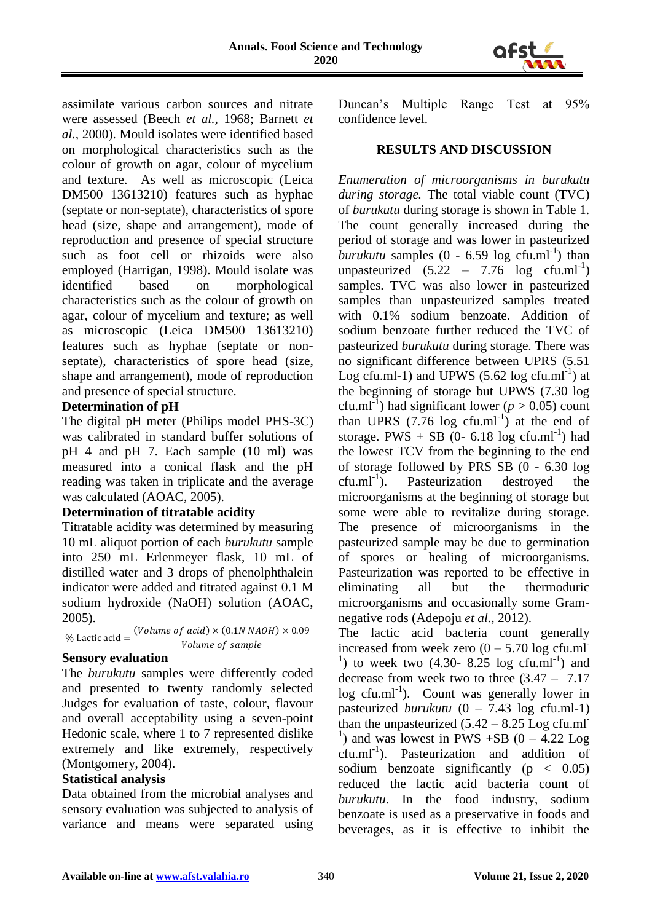assimilate various carbon sources and nitrate were assessed (Beech *et al.,* 1968; Barnett *et al.,* 2000). Mould isolates were identified based on morphological characteristics such as the colour of growth on agar, colour of mycelium and texture. As well as microscopic (Leica DM500 13613210) features such as hyphae (septate or non-septate), characteristics of spore head (size, shape and arrangement), mode of reproduction and presence of special structure such as foot cell or rhizoids were also employed (Harrigan, 1998). Mould isolate was identified based on morphological characteristics such as the colour of growth on agar, colour of mycelium and texture; as well as microscopic (Leica DM500 13613210) features such as hyphae (septate or non-septate), characteristics of spore head (size, shape and arrangement), mode of reproduction and presence of special structure.

**Determination of pH**

The digital pH meter (Philips model PHS-3C) was calibrated in standard buffer solutions of pH 4 and pH 7. Each sample (10 ml) was measured into a conical flask and the pH reading was taken in triplicate and the average was calculated (AOAC, 2005).

**Determination of titratable acidity**

Titratable acidity was determined by measuring 10 mL aliquot portion of each *burukutu* sample into 250 mL Erlenmeyer flask, 10 mL of distilled water and 3 drops of phenolphthalein indicator were added and titrated against 0.1 M sodium hydroxide (NaOH) solution (AOAC, 2005).

$$\% \text{ Lactic acid} = \frac{(Volume\ of\ acid) \times (0.1N\ NAOH) \times 0.09}{Volume\ of\ sample}$$

**Sensory evaluation**

The *burukutu* samples were differently coded and presented to twenty randomly selected Judges for evaluation of taste, colour, flavour and overall acceptability using a seven-point Hedonic scale, where 1 to 7 represented dislike extremely and like extremely, respectively (Montgomery, 2004).

**Statistical analysis**

Data obtained from the microbial analyses and sensory evaluation was subjected to analysis of variance and means were separated using Duncan's Multiple Range Test at 95% confidence level.

## RESULTS AND DISCUSSION

*Enumeration of microorganisms in burukutu during storage.* The total viable count (TVC) of *burukutu* during storage is shown in Table 1. The count generally increased during the period of storage and was lower in pasteurized *burukutu* samples (0 - 6.59 log cfu.ml$^{-1}$) than unpasteurized (5.22 – 7.76 log cfu.ml$^{-1}$) samples. TVC was also lower in pasteurized samples than unpasteurized samples treated with 0.1% sodium benzoate. Addition of sodium benzoate further reduced the TVC of pasteurized *burukutu* during storage. There was no significant difference between UPRS (5.51 Log cfu.ml-1) and UPWS (5.62 log cfu.ml$^{-1}$) at the beginning of storage but UPWS (7.30 log cfu.ml$^{-1}$) had significant lower ($p > 0.05$) count than UPRS (7.76 log cfu.ml$^{-1}$) at the end of storage. PWS + SB (0- 6.18 log cfu.ml$^{-1}$) had the lowest TCV from the beginning to the end of storage followed by PRS SB (0 - 6.30 log cfu.ml$^{-1}$). Pasteurization destroyed the microorganisms at the beginning of storage but some were able to revitalize during storage. The presence of microorganisms in the pasteurized sample may be due to germination of spores or healing of microorganisms. Pasteurization was reported to be effective in eliminating all but the thermoduric microorganisms and occasionally some Gram-negative rods (Adepoju *et al.,* 2012).

The lactic acid bacteria count generally increased from week zero (0 – 5.70 log cfu.ml$^{-1}$) to week two (4.30- 8.25 log cfu.ml$^{-1}$) and decrease from week two to three (3.47 – 7.17 log cfu.ml$^{-1}$). Count was generally lower in pasteurized *burukutu* (0 – 7.43 log cfu.ml-1) than the unpasteurized (5.42 – 8.25 Log cfu.ml$^{-1}$) and was lowest in PWS +SB (0 – 4.22 Log cfu.ml$^{-1}$). Pasteurization and addition of sodium benzoate significantly ($p < 0.05$) reduced the lactic acid bacteria count of *burukutu*. In the food industry, sodium benzoate is used as a preservative in foods and beverages, as it is effective to inhibit the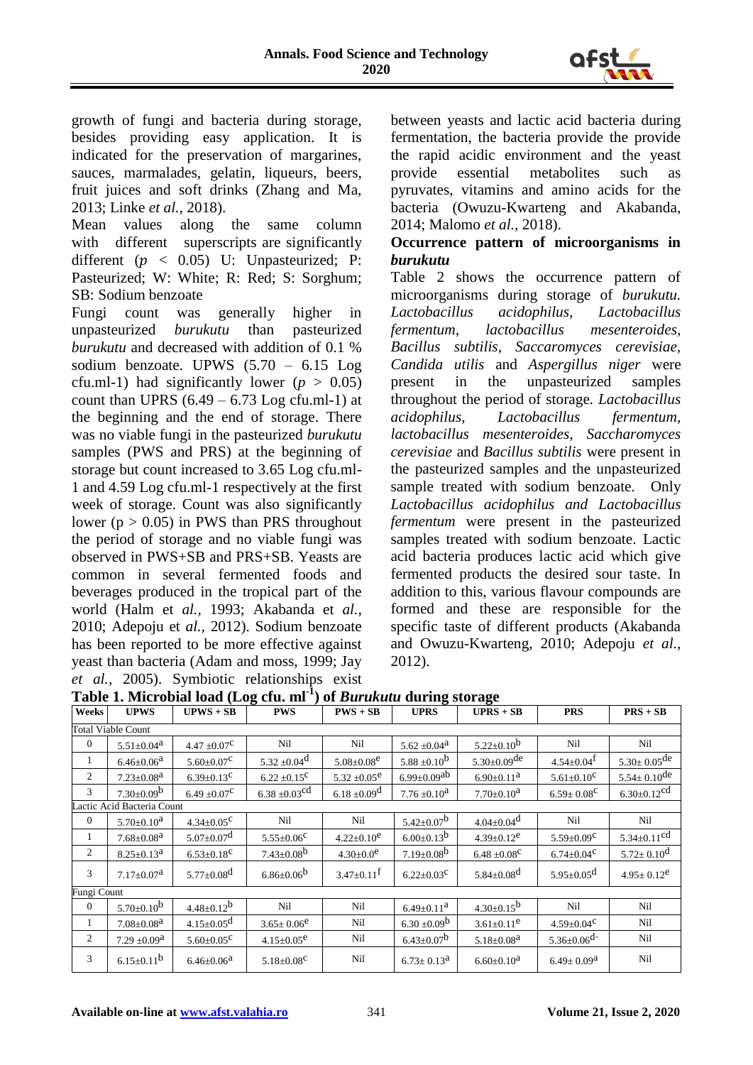growth of fungi and bacteria during storage, besides providing easy application. It is indicated for the preservation of margarines, sauces, marmalades, gelatin, liqueurs, beers, fruit juices and soft drinks (Zhang and Ma, 2013; Linke *et al.*, 2018).

Mean values along the same column with different superscripts are significantly different ($p < 0.05$) U: Unpasteurized; P: Pasteurized; W: White; R: Red; S: Sorghum; SB: Sodium benzoate

Fungi count was generally higher in unpasteurized *burukutu* than pasteurized *burukutu* and decreased with addition of 0.1 % sodium benzoate. UPWS (5.70 – 6.15 Log cfu.ml-1) had significantly lower ($p > 0.05$) count than UPRS (6.49 – 6.73 Log cfu.ml-1) at the beginning and the end of storage. There was no viable fungi in the pasteurized *burukutu* samples (PWS and PRS) at the beginning of storage but count increased to 3.65 Log cfu.ml-1 and 4.59 Log cfu.ml-1 respectively at the first week of storage. Count was also significantly lower ($p > 0.05$) in PWS than PRS throughout the period of storage and no viable fungi was observed in PWS+SB and PRS+SB. Yeasts are common in several fermented foods and beverages produced in the tropical part of the world (Halm et *al.*, 1993; Akabanda et *al.*, 2010; Adepoju et *al.*, 2012). Sodium benzoate has been reported to be more effective against yeast than bacteria (Adam and moss, 1999; Jay *et al.*, 2005). Symbiotic relationships exist between yeasts and lactic acid bacteria during fermentation, the bacteria provide the provide the rapid acidic environment and the yeast provide essential metabolites such as pyruvates, vitamins and amino acids for the bacteria (Owuzu-Kwarteng and Akabanda, 2014; Malomo *et al.*, 2018).

### Occurrence pattern of microorganisms in *burukutu*

Table 2 shows the occurrence pattern of microorganisms during storage of *burukutu. Lactobacillus acidophilus, Lactobacillus fermentum, lactobacillus mesenteroides, Bacillus subtilis, Saccaromyces cerevisiae, Candida utilis* and *Aspergillus niger* were present in the unpasteurized samples throughout the period of storage. *Lactobacillus acidophilus, Lactobacillus fermentum, lactobacillus mesenteroides, Saccharomyces cerevisiae* and *Bacillus subtilis* were present in the pasteurized samples and the unpasteurized sample treated with sodium benzoate. Only *Lactobacillus acidophilus and Lactobacillus fermentum* were present in the pasteurized samples treated with sodium benzoate. Lactic acid bacteria produces lactic acid which give fermented products the desired sour taste. In addition to this, various flavour compounds are formed and these are responsible for the specific taste of different products (Akabanda and Owuzu-Kwarteng, 2010; Adepoju *et al.*, 2012).

**Table 1. Microbial load (Log cfu. $ml^{-1}$) of *Burukutu* during storage**

| Weeks | UPWS | UPWS + SB | PWS | PWS + SB | UPRS | UPRS + SB | PRS | PRS + SB |
|---|---|---|---|---|---|---|---|---|
| Total Viable Count | | | | | | | | |
| 0 | $5.51{\pm}0.04^{a}$ | $4.47 \pm 0.07^{c}$ | Nil | Nil | $5.62 \pm 0.04^{a}$ | $5.22{\pm}0.10^{b}$ | Nil | Nil |
| 1 | $6.46{\pm}0.06^{a}$ | $5.60{\pm}0.07^{c}$ | $5.32 \pm 0.04^{d}$ | $5.08{\pm}0.08^{e}$ | $5.88 \pm 0.10^{b}$ | $5.30{\pm}0.09^{de}$ | $4.54{\pm}0.04^{f}$ | $5.30{\pm}0.05^{de}$ |
| 2 | $7.23{\pm}0.08^{a}$ | $6.39{\pm}0.13^{c}$ | $6.22 \pm 0.15^{c}$ | $5.32 \pm 0.05^{e}$ | $6.99{\pm}0.09^{ab}$ | $6.90{\pm}0.11^{a}$ | $5.61{\pm}0.10^{c}$ | $5.54{\pm}0.10^{de}$ |
| 3 | $7.30{\pm}0.09^{b}$ | $6.49 \pm 0.07^{c}$ | $6.38 \pm 0.03^{cd}$ | $6.18 \pm 0.09^{d}$ | $7.76 \pm 0.10^{a}$ | $7.70{\pm}0.10^{a}$ | $6.59{\pm}0.08^{c}$ | $6.30{\pm}0.12^{cd}$ |
| Lactic Acid Bacteria Count | | | | | | | | |
| 0 | $5.70{\pm}0.10^{a}$ | $4.34{\pm}0.05^{c}$ | Nil | Nil | $5.42{\pm}0.07^{b}$ | $4.04{\pm}0.04^{d}$ | Nil | Nil |
| 1 | $7.68{\pm}0.08^{a}$ | $5.07{\pm}0.07^{d}$ | $5.55{\pm}0.06^{c}$ | $4.22{\pm}0.10^{e}$ | $6.00{\pm}0.13^{b}$ | $4.39{\pm}0.12^{e}$ | $5.59{\pm}0.09^{c}$ | $5.34{\pm}0.11^{cd}$ |
| 2 | $8.25{\pm}0.13^{a}$ | $6.53{\pm}0.18^{c}$ | $7.43{\pm}0.08^{b}$ | $4.30{\pm}0.0^{e}$ | $7.19{\pm}0.08^{b}$ | $6.48 \pm 0.08^{c}$ | $6.74{\pm}0.04^{c}$ | $5.72{\pm}0.10^{d}$ |
| 3 | $7.17{\pm}0.07^{a}$ | $5.77{\pm}0.08^{d}$ | $6.86{\pm}0.06^{b}$ | $3.47{\pm}0.11^{f}$ | $6.22{\pm}0.03^{c}$ | $5.84{\pm}0.08^{d}$ | $5.95{\pm}0.05^{d}$ | $4.95{\pm}0.12^{e}$ |
| Fungi Count | | | | | | | | |
| 0 | $5.70{\pm}0.10^{b}$ | $4.48{\pm}0.12^{b}$ | Nil | Nil | $6.49{\pm}0.11^{a}$ | $4.30{\pm}0.15^{b}$ | Nil | Nil |
| 1 | $7.08{\pm}0.08^{a}$ | $4.15{\pm}0.05^{d}$ | $3.65{\pm}0.06^{e}$ | Nil | $6.30 \pm 0.09^{b}$ | $3.61{\pm}0.11^{e}$ | $4.59{\pm}0.04^{c}$ | Nil |
| 2 | $7.29 \pm 0.09^{a}$ | $5.60{\pm}0.05^{c}$ | $4.15{\pm}0.05^{e}$ | Nil | $6.43{\pm}0.07^{b}$ | $5.18{\pm}0.08^{a}$ | $5.36{\pm}0.06^{d}$ | Nil |
| 3 | $6.15{\pm}0.11^{b}$ | $6.46{\pm}0.06^{a}$ | $5.18{\pm}0.08^{c}$ | Nil | $6.73{\pm}0.13^{a}$ | $6.60{\pm}0.10^{a}$ | $6.49{\pm}0.09^{a}$ | Nil |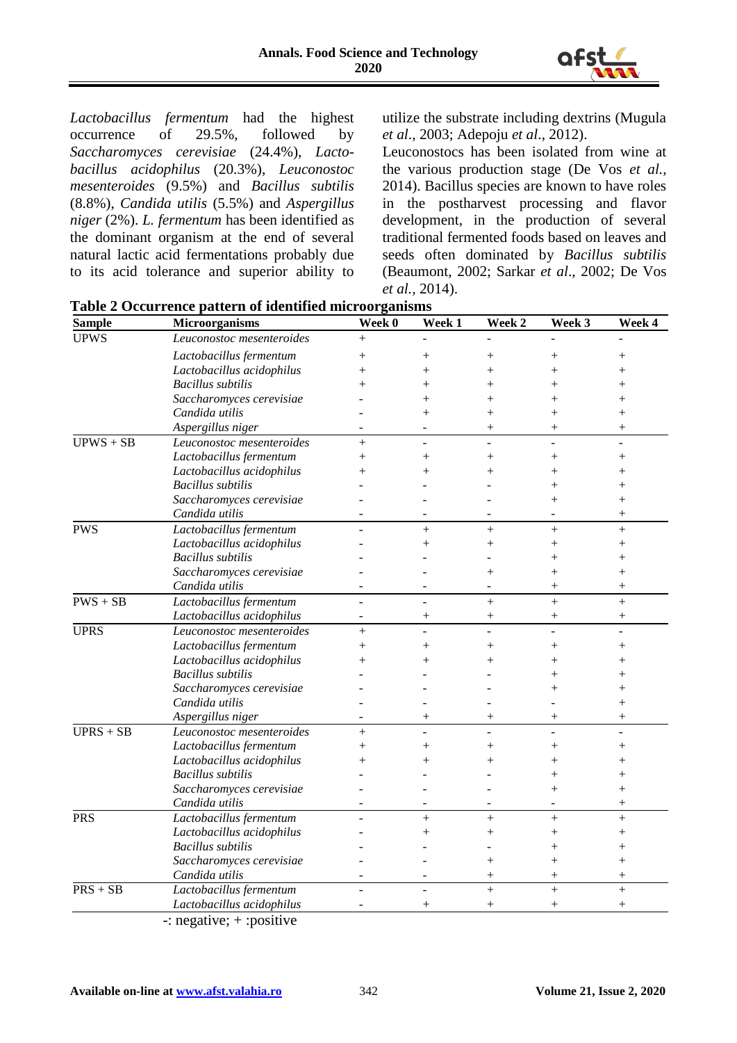*Lactobacillus fermentum* had the highest occurrence of 29.5%, followed by *Saccharomyces cerevisiae* (24.4%), *Lactobacillus acidophilus* (20.3%), *Leuconostoc mesenteroides* (9.5%) and *Bacillus subtilis* (8.8%), *Candida utilis* (5.5%) and *Aspergillus niger* (2%). *L. fermentum* has been identified as the dominant organism at the end of several natural lactic acid fermentations probably due to its acid tolerance and superior ability to utilize the substrate including dextrins (Mugula *et al*., 2003; Adepoju *et al*., 2012).

Leuconostocs has been isolated from wine at the various production stage (De Vos *et al.*, 2014). Bacillus species are known to have roles in the postharvest processing and flavor development, in the production of several traditional fermented foods based on leaves and seeds often dominated by *Bacillus subtilis* (Beaumont, 2002; Sarkar *et al*., 2002; De Vos *et al.*, 2014).

**Table 2 Occurrence pattern of identified microorganisms**

| Sample | Microorganisms | Week 0 | Week 1 | Week 2 | Week 3 | Week 4 |
|---|---|---|---|---|---|---|
| UPWS | *Leuconostoc mesenteroides* | + | - | - | - | - |
| | *Lactobacillus fermentum* | + | + | + | + | + |
| | *Lactobacillus acidophilus* | + | + | + | + | + |
| | *Bacillus subtilis* | + | + | + | + | + |
| | *Saccharomyces cerevisiae* | - | + | + | + | + |
| | *Candida utilis* | - | + | + | + | + |
| | *Aspergillus niger* | - | - | + | + | + |
| UPWS + SB | *Leuconostoc mesenteroides* | + | - | - | - | - |
| | *Lactobacillus fermentum* | + | + | + | + | + |
| | *Lactobacillus acidophilus* | + | + | + | + | + |
| | *Bacillus subtilis* | - | - | - | + | + |
| | *Saccharomyces cerevisiae* | - | - | - | + | + |
| | *Candida utilis* | - | - | - | - | + |
| PWS | *Lactobacillus fermentum* | - | + | + | + | + |
| | *Lactobacillus acidophilus* | - | + | + | + | + |
| | *Bacillus subtilis* | - | - | - | + | + |
| | *Saccharomyces cerevisiae* | - | - | + | + | + |
| | *Candida utilis* | - | - | - | + | + |
| PWS + SB | *Lactobacillus fermentum* | - | - | + | + | + |
| | *Lactobacillus acidophilus* | - | + | + | + | + |
| UPRS | *Leuconostoc mesenteroides* | + | - | - | - | - |
| | *Lactobacillus fermentum* | + | + | + | + | + |
| | *Lactobacillus acidophilus* | + | + | + | + | + |
| | *Bacillus subtilis* | - | - | - | + | + |
| | *Saccharomyces cerevisiae* | - | - | - | + | + |
| | *Candida utilis* | - | - | - | - | + |
| | *Aspergillus niger* | - | + | + | + | + |
| UPRS + SB | *Leuconostoc mesenteroides* | + | - | - | - | - |
| | *Lactobacillus fermentum* | + | + | + | + | + |
| | *Lactobacillus acidophilus* | + | + | + | + | + |
| | *Bacillus subtilis* | - | - | - | + | + |
| | *Saccharomyces cerevisiae* | - | - | - | + | + |
| | *Candida utilis* | - | - | - | - | + |
| PRS | *Lactobacillus fermentum* | - | + | + | + | + |
| | *Lactobacillus acidophilus* | - | + | + | + | + |
| | *Bacillus subtilis* | - | - | - | + | + |
| | *Saccharomyces cerevisiae* | - | - | + | + | + |
| | *Candida utilis* | - | - | + | + | + |
| PRS + SB | *Lactobacillus fermentum* | - | - | + | + | + |
| | *Lactobacillus acidophilus* | - | + | + | + | + |

-: negative; + :positive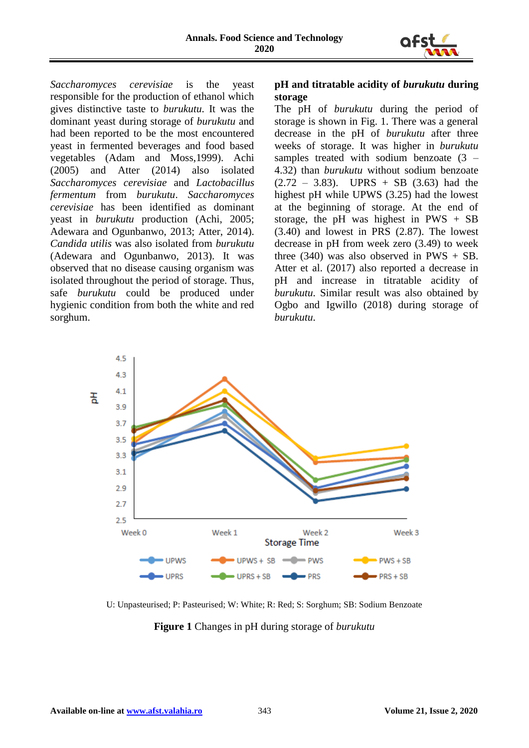*Saccharomyces cerevisiae* is the yeast responsible for the production of ethanol which gives distinctive taste to *burukutu*. It was the dominant yeast during storage of *burukutu* and had been reported to be the most encountered yeast in fermented beverages and food based vegetables (Adam and Moss,1999). Achi (2005) and Atter (2014) also isolated *Saccharomyces cerevisiae* and *Lactobacillus fermentum* from *burukutu*. *Saccharomyces cerevisiae* has been identified as dominant yeast in *burukutu* production (Achi, 2005; Adewara and Ogunbanwo, 2013; Atter, 2014). *Candida utilis* was also isolated from *burukutu* (Adewara and Ogunbanwo, 2013). It was observed that no disease causing organism was isolated throughout the period of storage. Thus, safe *burukutu* could be produced under hygienic condition from both the white and red sorghum.

### pH and titratable acidity of *burukutu* during storage

The pH of *burukutu* during the period of storage is shown in Fig. 1. There was a general decrease in the pH of *burukutu* after three weeks of storage. It was higher in *burukutu* samples treated with sodium benzoate (3 – 4.32) than *burukutu* without sodium benzoate (2.72 – 3.83). UPRS + SB (3.63) had the highest pH while UPWS (3.25) had the lowest at the beginning of storage. At the end of storage, the pH was highest in PWS + SB (3.40) and lowest in PRS (2.87). The lowest decrease in pH from week zero (3.49) to week three (340) was also observed in PWS + SB. Atter et al. (2017) also reported a decrease in pH and increase in titratable acidity of *burukutu*. Similar result was also obtained by Ogbo and Igwillo (2018) during storage of *burukutu*.

U: Unpasteurised; P: Pasteurised; W: White; R: Red; S: Sorghum; SB: Sodium Benzoate

**Figure 1** Changes in pH during storage of *burukutu*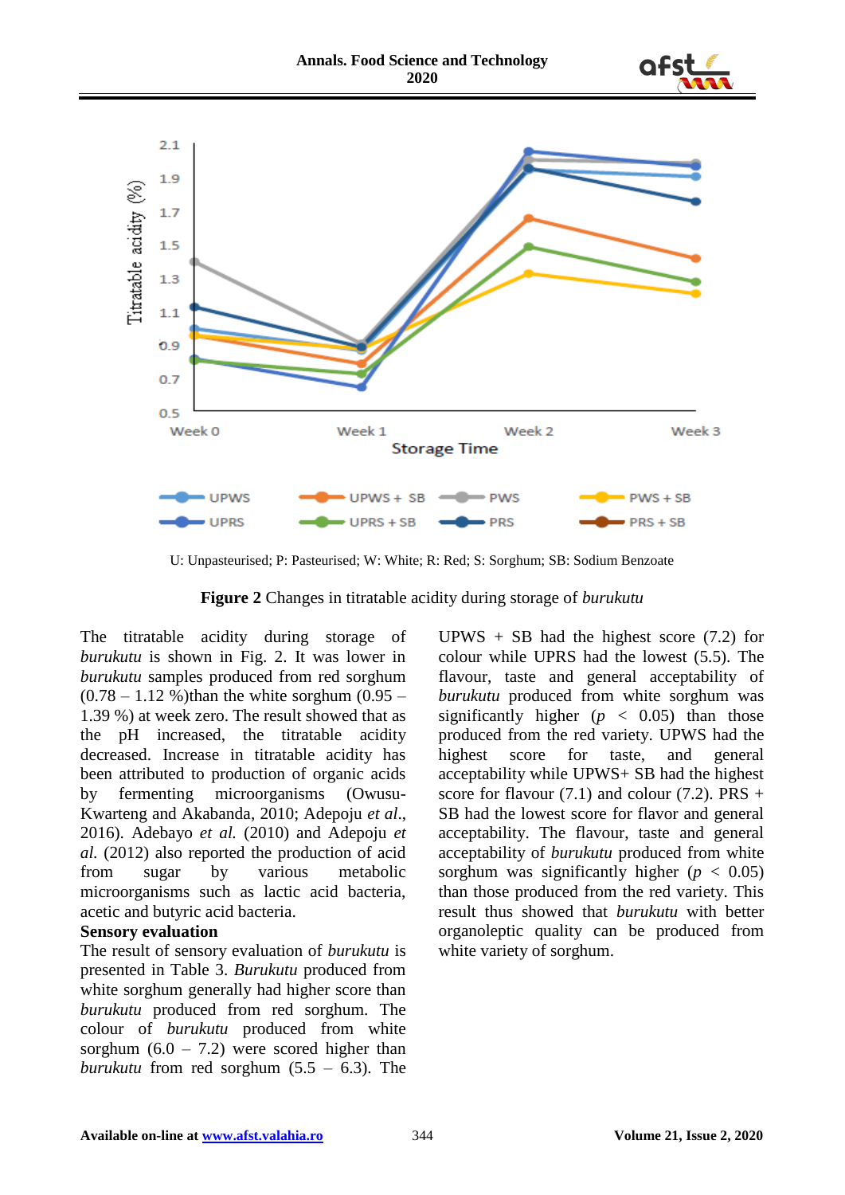U: Unpasteurised; P: Pasteurised; W: White; R: Red; S: Sorghum; SB: Sodium Benzoate

**Figure 2** Changes in titratable acidity during storage of *burukutu*

The titratable acidity during storage of *burukutu* is shown in Fig. 2. It was lower in *burukutu* samples produced from red sorghum (0.78 – 1.12 %)than the white sorghum (0.95 – 1.39 %) at week zero. The result showed that as the pH increased, the titratable acidity decreased. Increase in titratable acidity has been attributed to production of organic acids by fermenting microorganisms (Owusu-Kwarteng and Akabanda, 2010; Adepoju *et al*., 2016). Adebayo *et al.* (2010) and Adepoju *et al.* (2012) also reported the production of acid from sugar by various metabolic microorganisms such as lactic acid bacteria, acetic and butyric acid bacteria.

**Sensory evaluation**

The result of sensory evaluation of *burukutu* is presented in Table 3. *Burukutu* produced from white sorghum generally had higher score than *burukutu* produced from red sorghum. The colour of *burukutu* produced from white sorghum (6.0 – 7.2) were scored higher than *burukutu* from red sorghum (5.5 – 6.3). The UPWS + SB had the highest score (7.2) for colour while UPRS had the lowest (5.5). The flavour, taste and general acceptability of *burukutu* produced from white sorghum was significantly higher ($p < 0.05$) than those produced from the red variety. UPWS had the highest score for taste, and general acceptability while UPWS+ SB had the highest score for flavour (7.1) and colour (7.2). PRS + SB had the lowest score for flavor and general acceptability. The flavour, taste and general acceptability of *burukutu* produced from white sorghum was significantly higher ($p < 0.05$) than those produced from the red variety. This result thus showed that *burukutu* with better organoleptic quality can be produced from white variety of sorghum.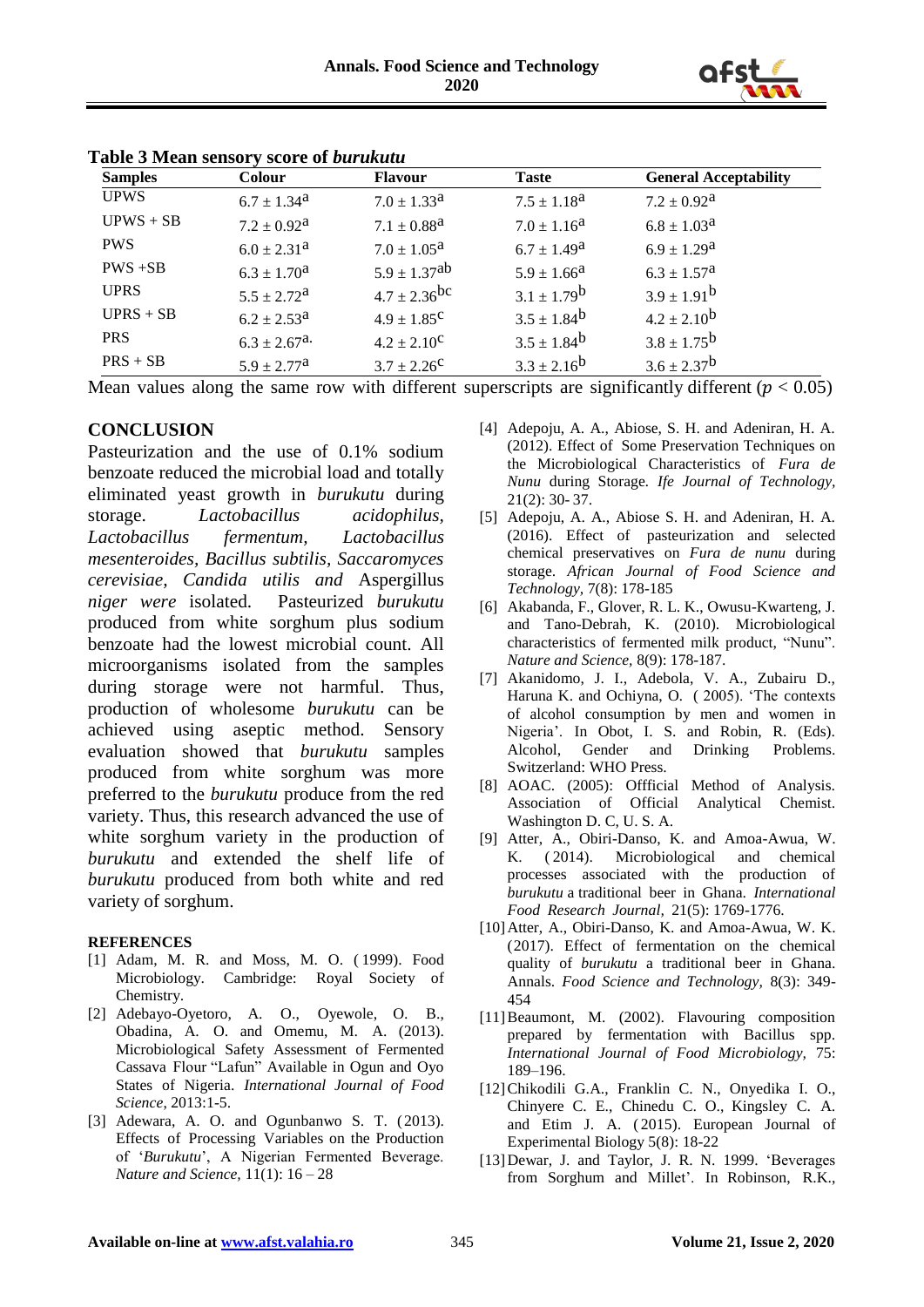**Table 3 Mean sensory score of *burukutu***

| Samples | Colour | Flavour | Taste | General Acceptability |
|---|---|---|---|---|
| UPWS | $6.7 \pm 1.34^{a}$ | $7.0 \pm 1.33^{a}$ | $7.5 \pm 1.18^{a}$ | $7.2 \pm 0.92^{a}$ |
| UPWS + SB | $7.2 \pm 0.92^{a}$ | $7.1 \pm 0.88^{a}$ | $7.0 \pm 1.16^{a}$ | $6.8 \pm 1.03^{a}$ |
| PWS | $6.0 \pm 2.31^{a}$ | $7.0 \pm 1.05^{a}$ | $6.7 \pm 1.49^{a}$ | $6.9 \pm 1.29^{a}$ |
| PWS +SB | $6.3 \pm 1.70^{a}$ | $5.9 \pm 1.37^{ab}$ | $5.9 \pm 1.66^{a}$ | $6.3 \pm 1.57^{a}$ |
| UPRS | $5.5 \pm 2.72^{a}$ | $4.7 \pm 2.36^{bc}$ | $3.1 \pm 1.79^{b}$ | $3.9 \pm 1.91^{b}$ |
| UPRS + SB | $6.2 \pm 2.53^{a}$ | $4.9 \pm 1.85^{c}$ | $3.5 \pm 1.84^{b}$ | $4.2 \pm 2.10^{b}$ |
| PRS | $6.3 \pm 2.67^{a}$. | $4.2 \pm 2.10^{c}$ | $3.5 \pm 1.84^{b}$ | $3.8 \pm 1.75^{b}$ |
| PRS + SB | $5.9 \pm 2.77^{a}$ | $3.7 \pm 2.26^{c}$ | $3.3 \pm 2.16^{b}$ | $3.6 \pm 2.37^{b}$ |

Mean values along the same row with different superscripts are significantly different ($p < 0.05$)

## CONCLUSION

Pasteurization and the use of 0.1% sodium benzoate reduced the microbial load and totally eliminated yeast growth in *burukutu* during storage. *Lactobacillus acidophilus, Lactobacillus fermentum, Lactobacillus mesenteroides, Bacillus subtilis, Saccaromyces cerevisiae, Candida utilis and* Aspergillus *niger were* isolated. Pasteurized *burukutu* produced from white sorghum plus sodium benzoate had the lowest microbial count. All microorganisms isolated from the samples during storage were not harmful. Thus, production of wholesome *burukutu* can be achieved using aseptic method. Sensory evaluation showed that *burukutu* samples produced from white sorghum was more preferred to the *burukutu* produce from the red variety. Thus, this research advanced the use of white sorghum variety in the production of *burukutu* and extended the shelf life of *burukutu* produced from both white and red variety of sorghum.

### REFERENCES

[1] Adam, M. R. and Moss, M. O. ( 1999). Food Microbiology. Cambridge: Royal Society of Chemistry.

[2] Adebayo-Oyetoro, A. O., Oyewole, O. B., Obadina, A. O. and Omemu, M. A. (2013). Microbiological Safety Assessment of Fermented Cassava Flour "Lafun" Available in Ogun and Oyo States of Nigeria. *International Journal of Food Science*, 2013:1-5.

[3] Adewara, A. O. and Ogunbanwo S. T. (2013). Effects of Processing Variables on the Production of '*Burukutu*', A Nigerian Fermented Beverage. *Nature and Science,* 11(1): 16 – 28

[4] Adepoju, A. A., Abiose, S. H. and Adeniran, H. A. (2012). Effect of Some Preservation Techniques on the Microbiological Characteristics of *Fura de Nunu* during Storage. *Ife Journal of Technology,* 21(2): 30- 37.

[5] Adepoju, A. A., Abiose S. H. and Adeniran, H. A. (2016). Effect of pasteurization and selected chemical preservatives on *Fura de nunu* during storage. *African Journal of Food Science and Technology*, 7(8): 178-185

[6] Akabanda, F., Glover, R. L. K., Owusu-Kwarteng, J. and Tano-Debrah, K. (2010). Microbiological characteristics of fermented milk product, "Nunu". *Nature and Science,* 8(9): 178-187.

[7] Akanidomo, J. I., Adebola, V. A., Zubairu D., Haruna K. and Ochiyna, O. ( 2005). 'The contexts of alcohol consumption by men and women in Nigeria'. In Obot, I. S. and Robin, R. (Eds). Alcohol, Gender and Drinking Problems. Switzerland: WHO Press.

[8] AOAC. (2005): Offficial Method of Analysis. Association of Official Analytical Chemist. Washington D. C, U. S. A.

[9] Atter, A., Obiri-Danso, K. and Amoa-Awua, W. K. ( 2014). Microbiological and chemical processes associated with the production of *burukutu* a traditional beer in Ghana. *International Food Research Journal,* 21(5): 1769-1776.

[10] Atter, A., Obiri-Danso, K. and Amoa-Awua, W. K. (2017). Effect of fermentation on the chemical quality of *burukutu* a traditional beer in Ghana. Annals. *Food Science and Technology,* 8(3): 349-454

[11] Beaumont, M. (2002). Flavouring composition prepared by fermentation with Bacillus spp. *International Journal of Food Microbiology,* 75: 189–196.

[12] Chikodili G.A., Franklin C. N., Onyedika I. O., Chinyere C. E., Chinedu C. O., Kingsley C. A. and Etim J. A. ( 2015). European Journal of Experimental Biology 5(8): 18-22

[13] Dewar, J. and Taylor, J. R. N. 1999. 'Beverages from Sorghum and Millet'. In Robinson, R.K.,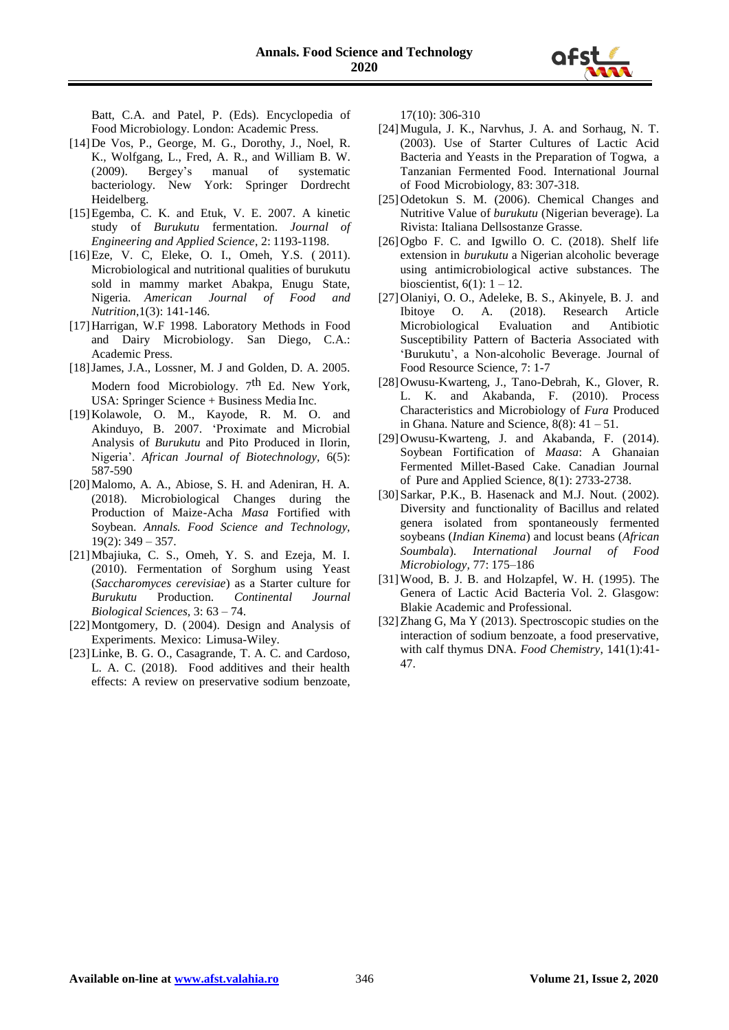Batt, C.A. and Patel, P. (Eds). Encyclopedia of Food Microbiology. London: Academic Press.

[14] De Vos, P., George, M. G., Dorothy, J., Noel, R. K., Wolfgang, L., Fred, A. R., and William B. W. (2009). Bergey's manual of systematic bacteriology. New York: Springer Dordrecht Heidelberg.

[15] Egemba, C. K. and Etuk, V. E. 2007. A kinetic study of *Burukutu* fermentation. *Journal of Engineering and Applied Science*, 2: 1193-1198.

[16] Eze, V. C, Eleke, O. I., Omeh, Y.S. ( 2011). Microbiological and nutritional qualities of burukutu sold in mammy market Abakpa, Enugu State, Nigeria. *American Journal of Food and Nutrition*,1(3): 141-146.

[17] Harrigan, W.F 1998. Laboratory Methods in Food and Dairy Microbiology. San Diego, C.A.: Academic Press.

[18] James, J.A., Lossner, M. J and Golden, D. A. 2005. Modern food Microbiology. 7th Ed. New York, USA: Springer Science + Business Media Inc.

[19] Kolawole, O. M., Kayode, R. M. O. and Akinduyo, B. 2007. 'Proximate and Microbial Analysis of *Burukutu* and Pito Produced in Ilorin, Nigeria'. *African Journal of Biotechnology*, 6(5): 587-590

[20] Malomo, A. A., Abiose, S. H. and Adeniran, H. A. (2018). Microbiological Changes during the Production of Maize-Acha *Masa* Fortified with Soybean. *Annals. Food Science and Technology*, 19(2): 349 – 357.

[21] Mbajiuka, C. S., Omeh, Y. S. and Ezeja, M. I. (2010). Fermentation of Sorghum using Yeast (*Saccharomyces cerevisiae*) as a Starter culture for *Burukutu* Production. *Continental Journal Biological Sciences*, 3: 63 – 74.

[22] Montgomery, D. ( 2004). Design and Analysis of Experiments. Mexico: Limusa-Wiley.

[23] Linke, B. G. O., Casagrande, T. A. C. and Cardoso, L. A. C. (2018). Food additives and their health effects: A review on preservative sodium benzoate, 17(10): 306-310

[24] Mugula, J. K., Narvhus, J. A. and Sorhaug, N. T. (2003). Use of Starter Cultures of Lactic Acid Bacteria and Yeasts in the Preparation of Togwa, a Tanzanian Fermented Food. International Journal of Food Microbiology, 83: 307-318.

[25] Odetokun S. M. (2006). Chemical Changes and Nutritive Value of *burukutu* (Nigerian beverage). La Rivista: Italiana Dellsostanze Grasse.

[26] Ogbo F. C. and Igwillo O. C. (2018). Shelf life extension in *burukutu* a Nigerian alcoholic beverage using antimicrobiological active substances. The bioscientist, 6(1): 1 – 12.

[27] Olaniyi, O. O., Adeleke, B. S., Akinyele, B. J. and Ibitoye O. A. (2018). Research Article Microbiological Evaluation and Antibiotic Susceptibility Pattern of Bacteria Associated with 'Burukutu', a Non-alcoholic Beverage. Journal of Food Resource Science, 7: 1-7

[28] Owusu-Kwarteng, J., Tano-Debrah, K., Glover, R. L. K. and Akabanda, F. (2010). Process Characteristics and Microbiology of *Fura* Produced in Ghana. Nature and Science, 8(8): 41 – 51.

[29] Owusu-Kwarteng, J. and Akabanda, F. (2014). Soybean Fortification of *Maasa*: A Ghanaian Fermented Millet-Based Cake. Canadian Journal of Pure and Applied Science, 8(1): 2733-2738.

[30] Sarkar, P.K., B. Hasenack and M.J. Nout. (2002). Diversity and functionality of Bacillus and related genera isolated from spontaneously fermented soybeans (*Indian Kinema*) and locust beans (*African Soumbala*). *International Journal of Food Microbiology*, 77: 175–186

[31] Wood, B. J. B. and Holzapfel, W. H. (1995). The Genera of Lactic Acid Bacteria Vol. 2. Glasgow: Blakie Academic and Professional.

[32] Zhang G, Ma Y (2013). Spectroscopic studies on the interaction of sodium benzoate, a food preservative, with calf thymus DNA. *Food Chemistry*, 141(1):41-47.